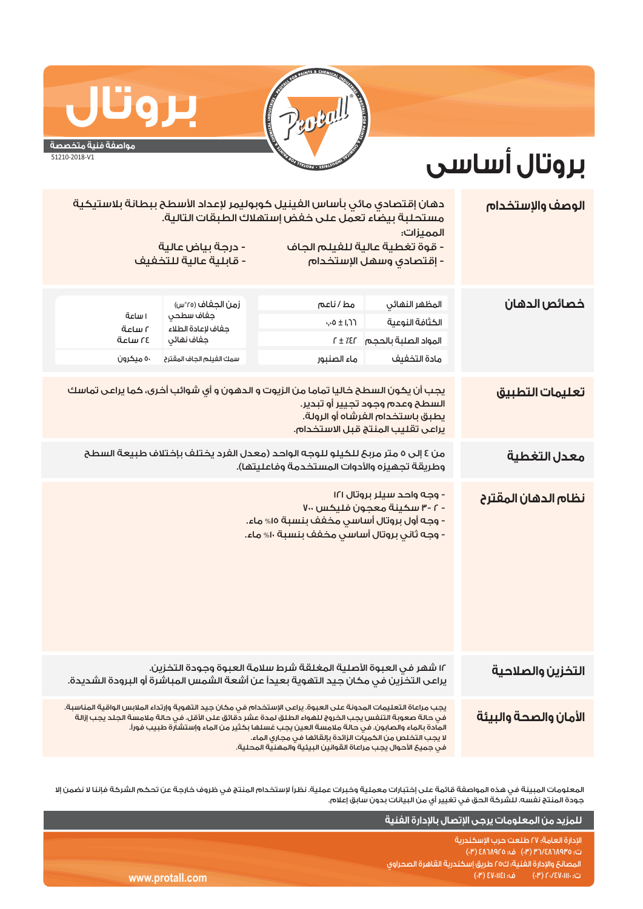# بروتال

**مواصفة فنية متخصصة**

51210-2018-V1

# بروتال أساسى

## الوصف والإستخدام

دهان إقتصادي مائي بأساس الفينيل كوبوليمر لإعداد الأسطح ببطانة بلاستيكية مستحلبة بيضاء تعمل على خفض إستهلاك الطبقات التالية.

المميزات:

- قوة تغطية عالية للفيلم الجاف
- إقتصادي وسهل الإستخدام
- درجة بياض عالية
- قابلية عالية للتخفيف

## خصائص الدهان

| | | | |
|---|---|---|---|
| المظهر النهائي | مط / ناعم | زمن الجفاف (٢٥°س) | |
| الكثافة النوعية | ١٫٦٦ ± ٠٫٠٥ | جفاف سطحي | ١ ساعة |
| المواد الصلبة بالحجم | ٤٢٪ ± ٢ | جفاف لإعادة الطلاء | ٢ ساعة |
| | | جفاف نهائي | ٢٤ ساعة |
| مادة التخفيف | ماء الصنبور | سمك الفيلم الجاف المقترح | ٥٠ ميكرون |

## تعليمات التطبيق

يجب أن يكون السطح خاليا تماما من الزيوت و الدهون و أي شوائب أخرى، كما يراعى تماسك السطح وعدم وجود تجيير أو تبدير.
يطبق باستخدام الفرشاه أو الرولة.
يراعى تقليب المنتج قبل الاستخدام.

## معدل التغطية

من ٤ إلى ٥ متر مربع للكيلو للوجه الواحد (معدل الفرد يختلف بإختلاف طبيعة السطح وطريقة تجهيزه والأدوات المستخدمة وفاعليتها).

## نظام الدهان المقترح

- وجه واحد سيلر بروتال ١٢١
- ٢ - ٣ سكينة معجون فليكس ٧٠٠
- وجه أول بروتال أساسي مخفف بنسبة ١٥٪ ماء.
- وجه ثاني بروتال أساسي مخفف بنسبة ١٠٪ ماء.

## التخزين والصلاحية

١٢ شهر في العبوة الأصلية المغلقة شرط سلامة العبوة وجودة التخزين.
يراعى التخزين في مكان جيد التهوية بعيداً عن أشعة الشمس المباشرة أو البرودة الشديدة.

## الأمان والصحة والبيئة

يجب مراعاة التعليمات المدونة على العبوة. يراعى الإستخدام في مكان جيد التهوية وإرتداء الملابس الواقية المناسبة.
في حالة صعوبة التنفس يجب الخروج للهواء الطلق لمدة عشر دقائق على الأقل. في حالة ملامسة الجلد يجب إزالة المادة بالماء والصابون. في حالة ملامسة العين يجب غسلها بكثير من الماء وإستشارة طبيب فوراً.
لا يجب التخلص من الكميات الزائدة بإلقائها في مجاري الماء.
في جميع الأحوال يجب مراعاة القوانين البيئية والمهنية المحلية.

المعلومات المبينة في هذه المواصفة قائمة على إختبارات معملية وخبرات عملية. نظراً لإستخدام المنتج في ظروف خارجة عن تحكم الشركة فإننا لا نضمن إلا جودة المنتج نفسه. للشركة الحق في تغيير أي من البيانات بدون سابق إعلام.

**للمزيد من المعلومات يرجى الإتصال بالإدارة الفنية**

الإدارة العامة: ٢٧ طلعت حرب الإسكندرية
ت: ٣٦/٤٨٦٨٩٣٥ (٠٣) ف: ٤٨٦٨٩٢٥ (٠٣)
المصانع والإدارة الفنية: ك٢٥ طريق إسكندرية القاهرة الصحراوي
ت: ٢٠/٤٧٠١١١٠ (٠٣) ف: ٤٧٠١١٤١ (٠٣)

www.protall.com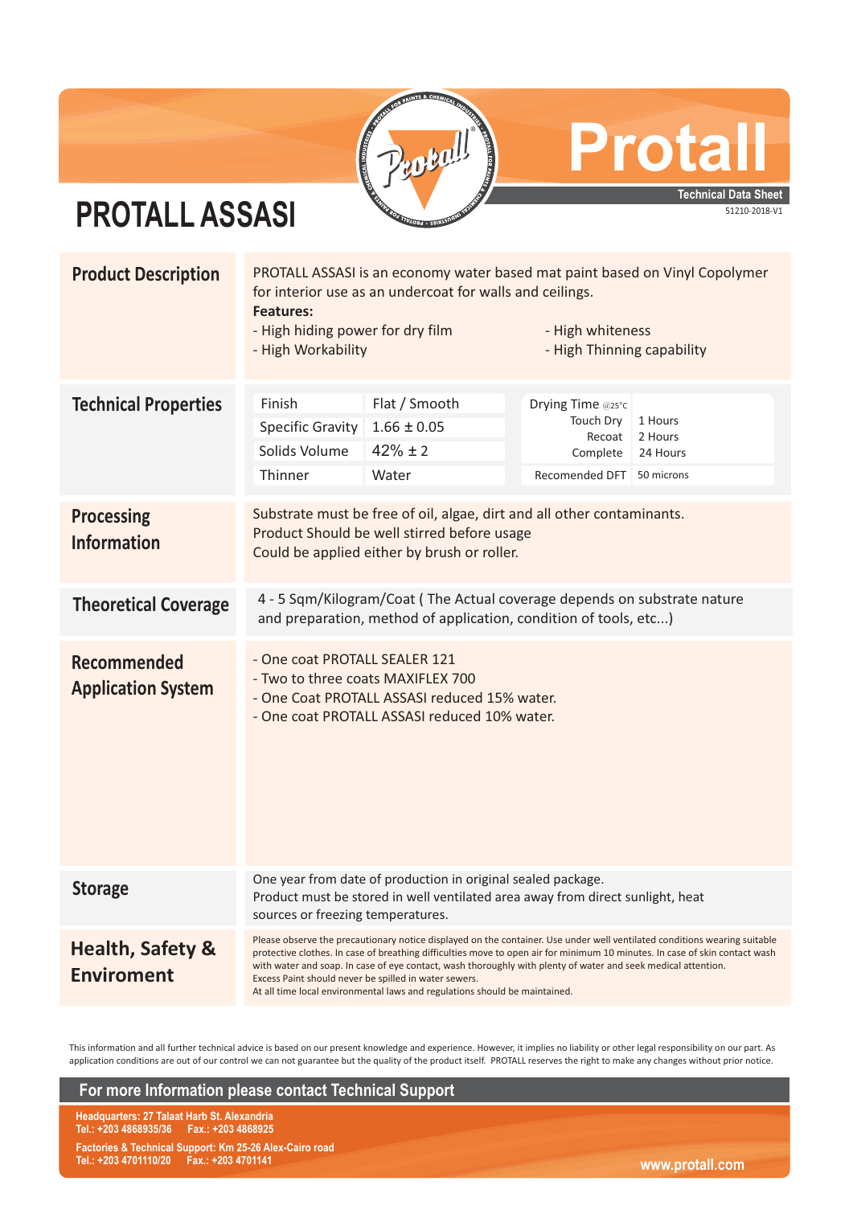# Protall

**Technical Data Sheet**

51210-2018-V1

# PROTALL ASSASI

## Product Description

PROTALL ASSASI is an economy water based mat paint based on Vinyl Copolymer for interior use as an undercoat for walls and ceilings.

**Features:**

- High hiding power for dry film
- High Workability
- High whiteness
- High Thinning capability

## Technical Properties

| | | | |
|---|---|---|---|
| Finish | Flat / Smooth | Drying Time @25°c | |
| Specific Gravity | 1.66 ± 0.05 | Touch Dry | 1 Hours |
| Solids Volume | 42% ± 2 | Recoat | 2 Hours |
| Thinner | Water | Complete | 24 Hours |
| | | Recomended DFT | 50 microns |

## Processing Information

Substrate must be free of oil, algae, dirt and all other contaminants.
Product Should be well stirred before usage
Could be applied either by brush or roller.

## Theoretical Coverage

4 - 5 Sqm/Kilogram/Coat ( The Actual coverage depends on substrate nature and preparation, method of application, condition of tools, etc...)

## Recommended Application System

- One coat PROTALL SEALER 121
- Two to three coats MAXIFLEX 700
- One Coat PROTALL ASSASI reduced 15% water.
- One coat PROTALL ASSASI reduced 10% water.

## Storage

One year from date of production in original sealed package.
Product must be stored in well ventilated area away from direct sunlight, heat sources or freezing temperatures.

## Health, Safety & Enviroment

Please observe the precautionary notice displayed on the container. Use under well ventilated conditions wearing suitable protective clothes. In case of breathing difficulties move to open air for minimum 10 minutes. In case of skin contact wash with water and soap. In case of eye contact, wash thoroughly with plenty of water and seek medical attention.
Excess Paint should never be spilled in water sewers.
At all time local environmental laws and regulations should be maintained.

This information and all further technical advice is based on our present knowledge and experience. However, it implies no liability or other legal responsibility on our part. As application conditions are out of our control we can not guarantee but the quality of the product itself. PROTALL reserves the right to make any changes without prior notice.

**For more Information please contact Technical Support**

**Headquarters: 27 Talaat Harb St. Alexandria**
**Tel.: +203 4868935/36 Fax.: +203 4868925**

**Factories & Technical Support: Km 25-26 Alex-Cairo road**
**Tel.: +203 4701110/20 Fax.: +203 4701141**

**www.protall.com**